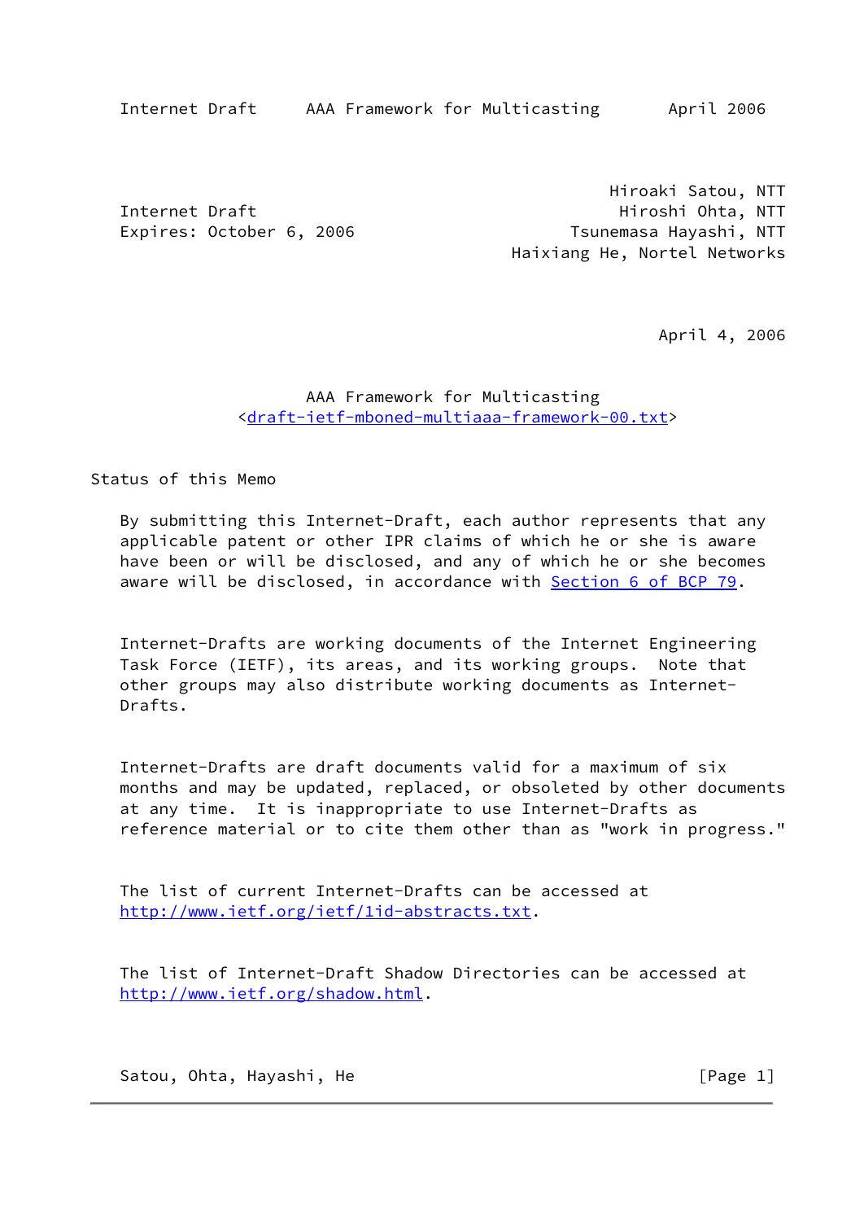Internet Draft                                      Hiroaki Satou, NTT
Expires: October 6, 2006                            Hiroshi Ohta, NTT
                                                 Tsunemasa Hayashi, NTT
                                           Haixiang He, Nortel Networks

April 4, 2006

# AAA Framework for Multicasting

<draft-ietf-mboned-multiaaa-framework-00.txt>

## Status of this Memo

By submitting this Internet-Draft, each author represents that any applicable patent or other IPR claims of which he or she is aware have been or will be disclosed, and any of which he or she becomes aware will be disclosed, in accordance with Section 6 of BCP 79.

Internet-Drafts are working documents of the Internet Engineering Task Force (IETF), its areas, and its working groups. Note that other groups may also distribute working documents as Internet-Drafts.

Internet-Drafts are draft documents valid for a maximum of six months and may be updated, replaced, or obsoleted by other documents at any time. It is inappropriate to use Internet-Drafts as reference material or to cite them other than as "work in progress."

The list of current Internet-Drafts can be accessed at http://www.ietf.org/ietf/1id-abstracts.txt.

The list of Internet-Draft Shadow Directories can be accessed at http://www.ietf.org/shadow.html.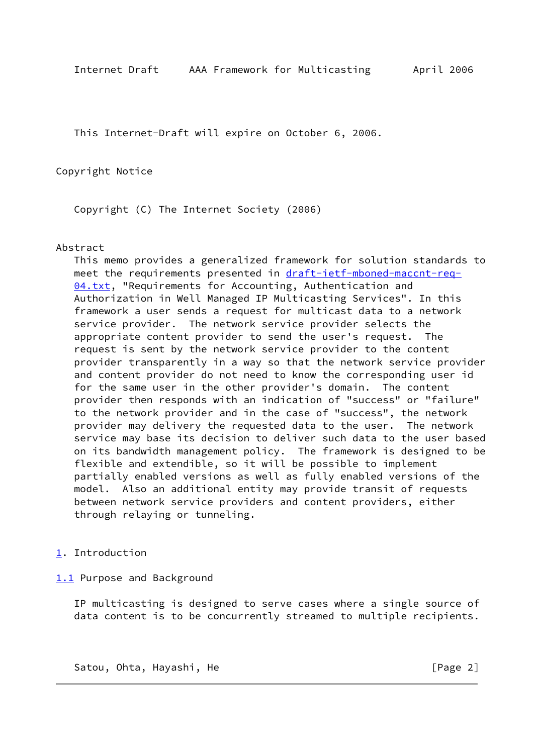This Internet-Draft will expire on October 6, 2006.

Copyright Notice

Copyright (C) The Internet Society (2006)

Abstract

This memo provides a generalized framework for solution standards to meet the requirements presented in draft-ietf-mboned-maccnt-req-04.txt, "Requirements for Accounting, Authentication and Authorization in Well Managed IP Multicasting Services". In this framework a user sends a request for multicast data to a network service provider. The network service provider selects the appropriate content provider to send the user's request. The request is sent by the network service provider to the content provider transparently in a way so that the network service provider and content provider do not need to know the corresponding user id for the same user in the other provider's domain. The content provider then responds with an indication of "success" or "failure" to the network provider and in the case of "success", the network provider may delivery the requested data to the user. The network service may base its decision to deliver such data to the user based on its bandwidth management policy. The framework is designed to be flexible and extendible, so it will be possible to implement partially enabled versions as well as fully enabled versions of the model. Also an additional entity may provide transit of requests between network service providers and content providers, either through relaying or tunneling.

# 1. Introduction

## 1.1 Purpose and Background

IP multicasting is designed to serve cases where a single source of data content is to be concurrently streamed to multiple recipients.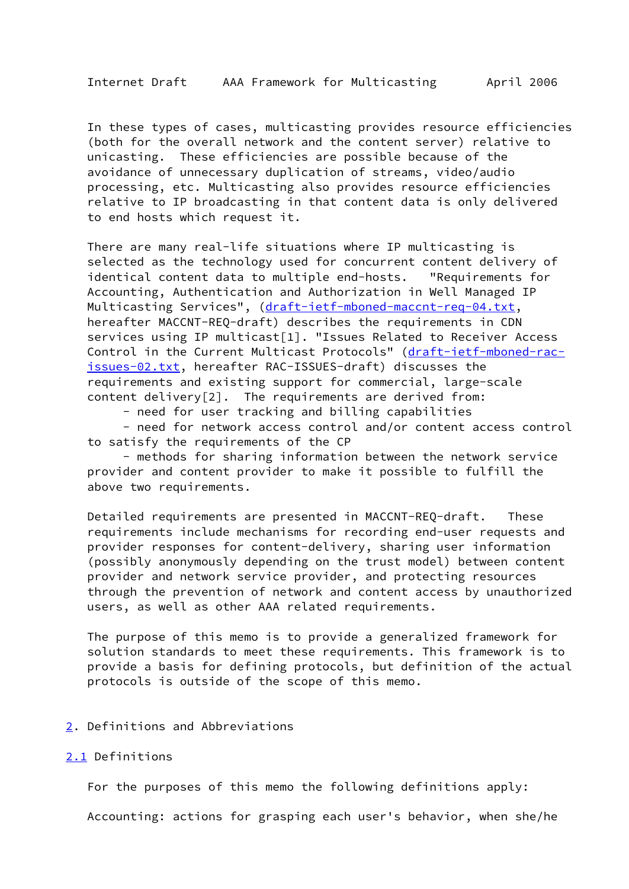In these types of cases, multicasting provides resource efficiencies (both for the overall network and the content server) relative to unicasting. These efficiencies are possible because of the avoidance of unnecessary duplication of streams, video/audio processing, etc. Multicasting also provides resource efficiencies relative to IP broadcasting in that content data is only delivered to end hosts which request it.

There are many real-life situations where IP multicasting is selected as the technology used for concurrent content delivery of identical content data to multiple end-hosts. "Requirements for Accounting, Authentication and Authorization in Well Managed IP Multicasting Services", (draft-ietf-mboned-maccnt-req-04.txt, hereafter MACCNT-REQ-draft) describes the requirements in CDN services using IP multicast[1]. "Issues Related to Receiver Access Control in the Current Multicast Protocols" (draft-ietf-mboned-rac-issues-02.txt, hereafter RAC-ISSUES-draft) discusses the requirements and existing support for commercial, large-scale content delivery[2]. The requirements are derived from:

- need for user tracking and billing capabilities
- need for network access control and/or content access control to satisfy the requirements of the CP
- methods for sharing information between the network service provider and content provider to make it possible to fulfill the above two requirements.

Detailed requirements are presented in MACCNT-REQ-draft. These requirements include mechanisms for recording end-user requests and provider responses for content-delivery, sharing user information (possibly anonymously depending on the trust model) between content provider and network service provider, and protecting resources through the prevention of network and content access by unauthorized users, as well as other AAA related requirements.

The purpose of this memo is to provide a generalized framework for solution standards to meet these requirements. This framework is to provide a basis for defining protocols, but definition of the actual protocols is outside of the scope of this memo.

## 2. Definitions and Abbreviations

### 2.1 Definitions

For the purposes of this memo the following definitions apply:

Accounting: actions for grasping each user's behavior, when she/he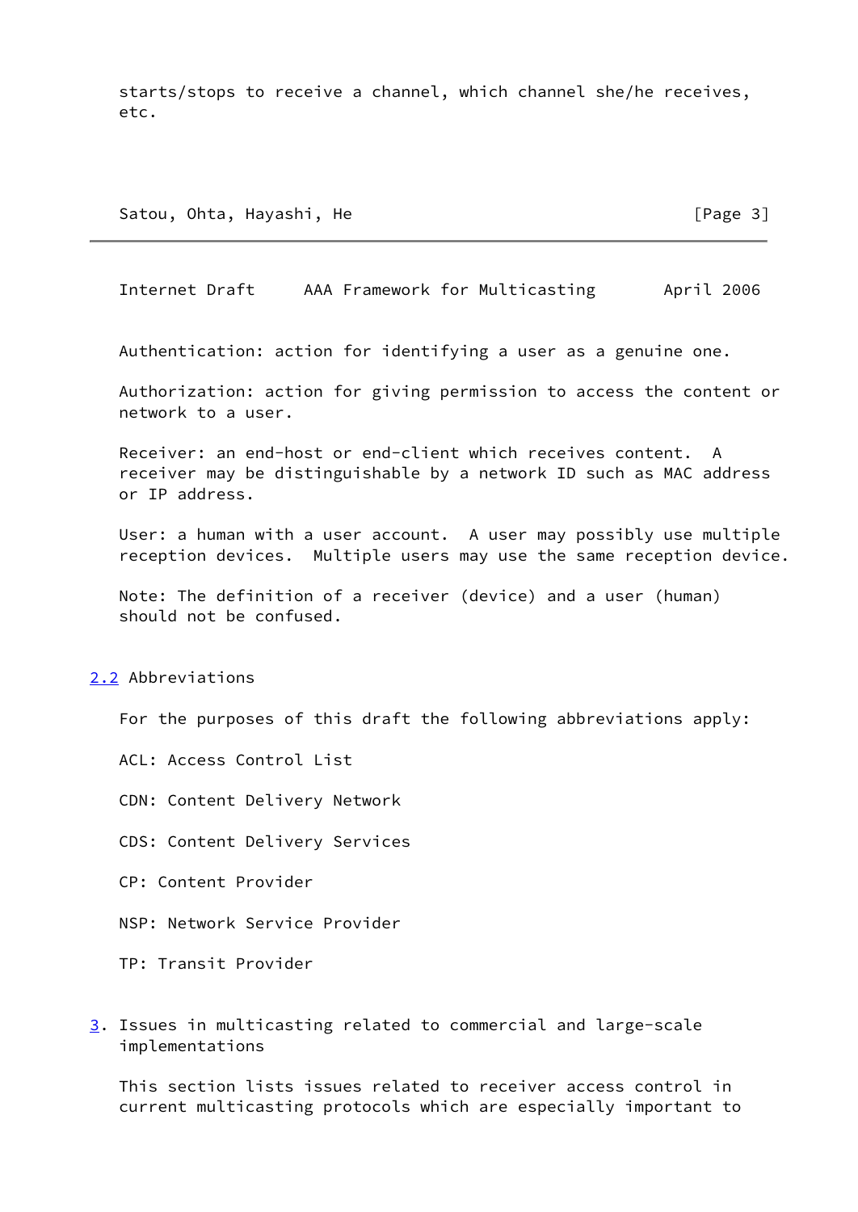starts/stops to receive a channel, which channel she/he receives, etc.

Authentication: action for identifying a user as a genuine one.

Authorization: action for giving permission to access the content or network to a user.

Receiver: an end-host or end-client which receives content. A receiver may be distinguishable by a network ID such as MAC address or IP address.

User: a human with a user account. A user may possibly use multiple reception devices. Multiple users may use the same reception device.

Note: The definition of a receiver (device) and a user (human) should not be confused.

### 2.2 Abbreviations

For the purposes of this draft the following abbreviations apply:

ACL: Access Control List

CDN: Content Delivery Network

CDS: Content Delivery Services

CP: Content Provider

NSP: Network Service Provider

TP: Transit Provider

## 3. Issues in multicasting related to commercial and large-scale implementations

This section lists issues related to receiver access control in current multicasting protocols which are especially important to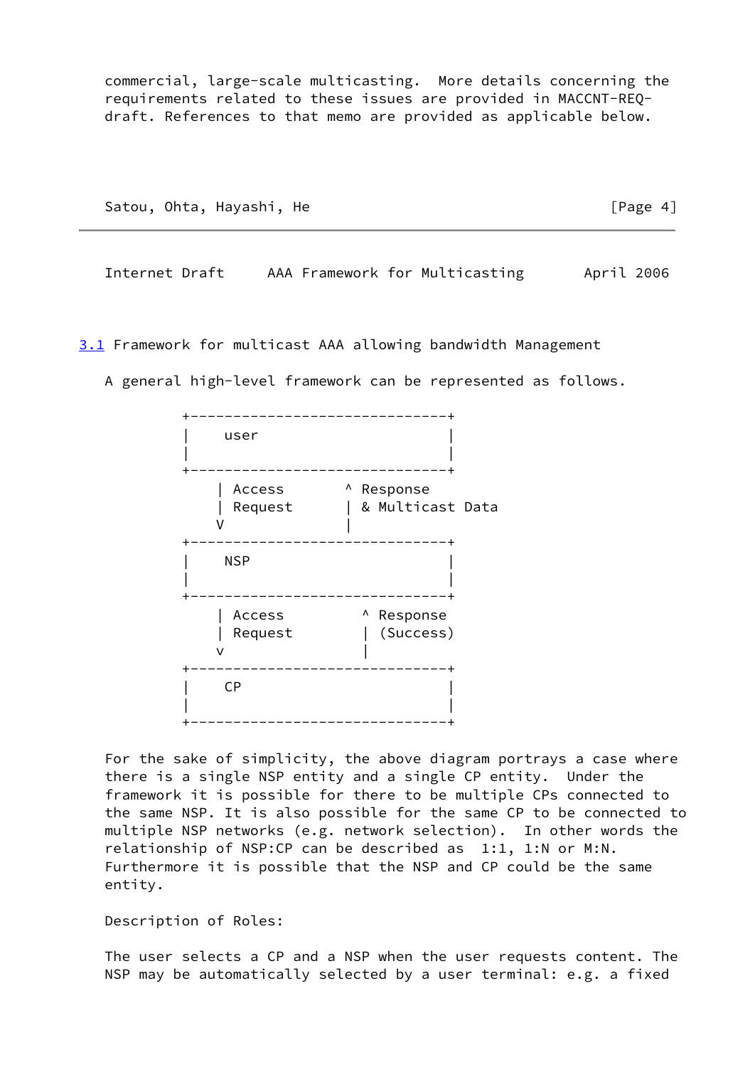commercial, large-scale multicasting.  More details concerning the requirements related to these issues are provided in MACCNT-REQ-draft. References to that memo are provided as applicable below.

## 3.1 Framework for multicast AAA allowing bandwidth Management

A general high-level framework can be represented as follows.

```
         +------------------------------+
         |    user                      |
         |                              |
         +------------------------------+
             | Access       ^ Response
             | Request      | & Multicast Data
             V              |
         +------------------------------+
         |    NSP                       |
         |                              |
         +------------------------------+
             | Access         ^ Response
             | Request        | (Success)
             v                |
         +------------------------------+
         |    CP                        |
         |                              |
         +------------------------------+
```

For the sake of simplicity, the above diagram portrays a case where there is a single NSP entity and a single CP entity.  Under the framework it is possible for there to be multiple CPs connected to the same NSP. It is also possible for the same CP to be connected to multiple NSP networks (e.g. network selection).  In other words the relationship of NSP:CP can be described as  1:1, 1:N or M:N. Furthermore it is possible that the NSP and CP could be the same entity.

Description of Roles:

The user selects a CP and a NSP when the user requests content. The NSP may be automatically selected by a user terminal: e.g. a fixed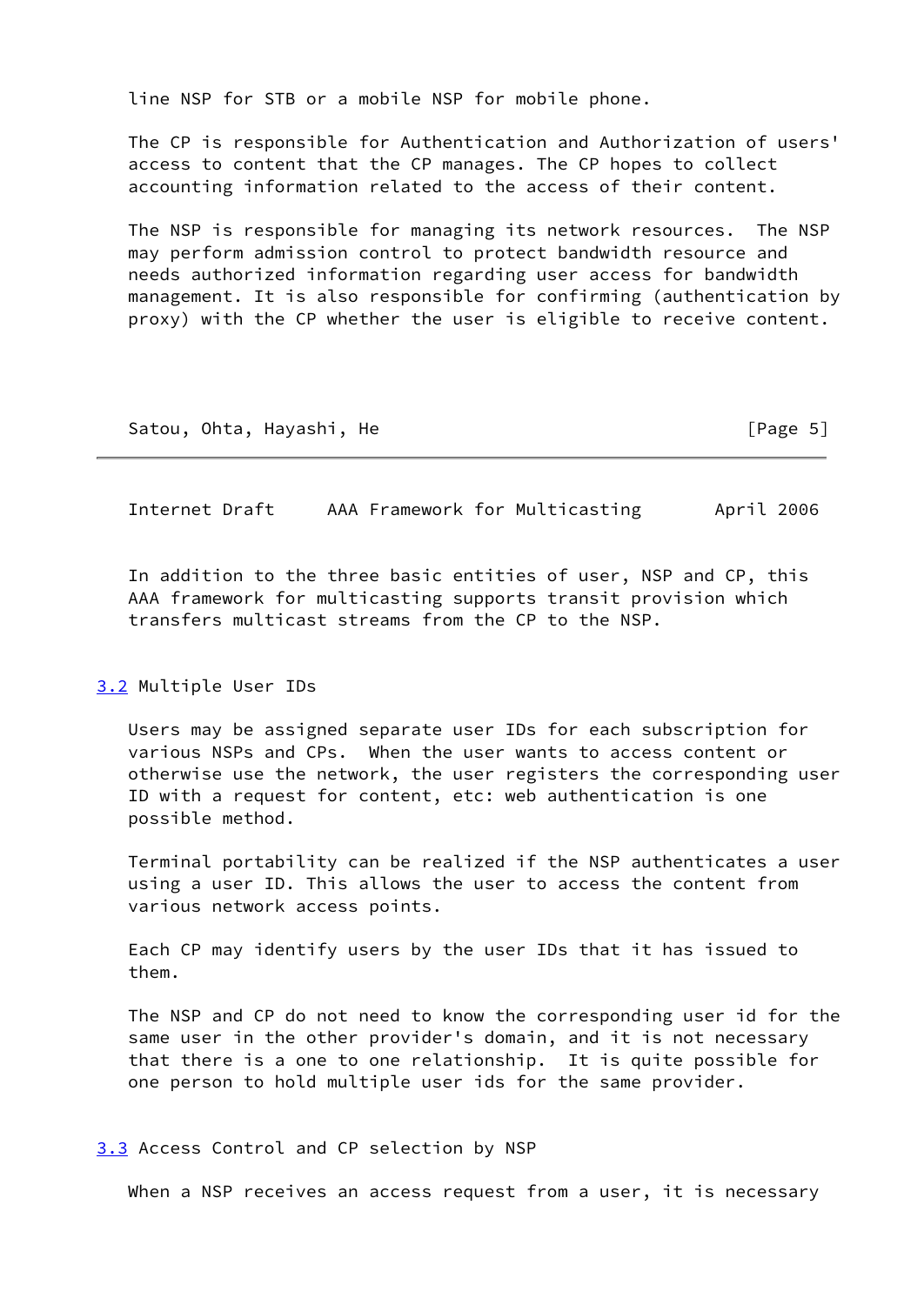line NSP for STB or a mobile NSP for mobile phone.

The CP is responsible for Authentication and Authorization of users' access to content that the CP manages. The CP hopes to collect accounting information related to the access of their content.

The NSP is responsible for managing its network resources. The NSP may perform admission control to protect bandwidth resource and needs authorized information regarding user access for bandwidth management. It is also responsible for confirming (authentication by proxy) with the CP whether the user is eligible to receive content.

In addition to the three basic entities of user, NSP and CP, this AAA framework for multicasting supports transit provision which transfers multicast streams from the CP to the NSP.

## 3.2 Multiple User IDs

Users may be assigned separate user IDs for each subscription for various NSPs and CPs. When the user wants to access content or otherwise use the network, the user registers the corresponding user ID with a request for content, etc: web authentication is one possible method.

Terminal portability can be realized if the NSP authenticates a user using a user ID. This allows the user to access the content from various network access points.

Each CP may identify users by the user IDs that it has issued to them.

The NSP and CP do not need to know the corresponding user id for the same user in the other provider's domain, and it is not necessary that there is a one to one relationship. It is quite possible for one person to hold multiple user ids for the same provider.

## 3.3 Access Control and CP selection by NSP

When a NSP receives an access request from a user, it is necessary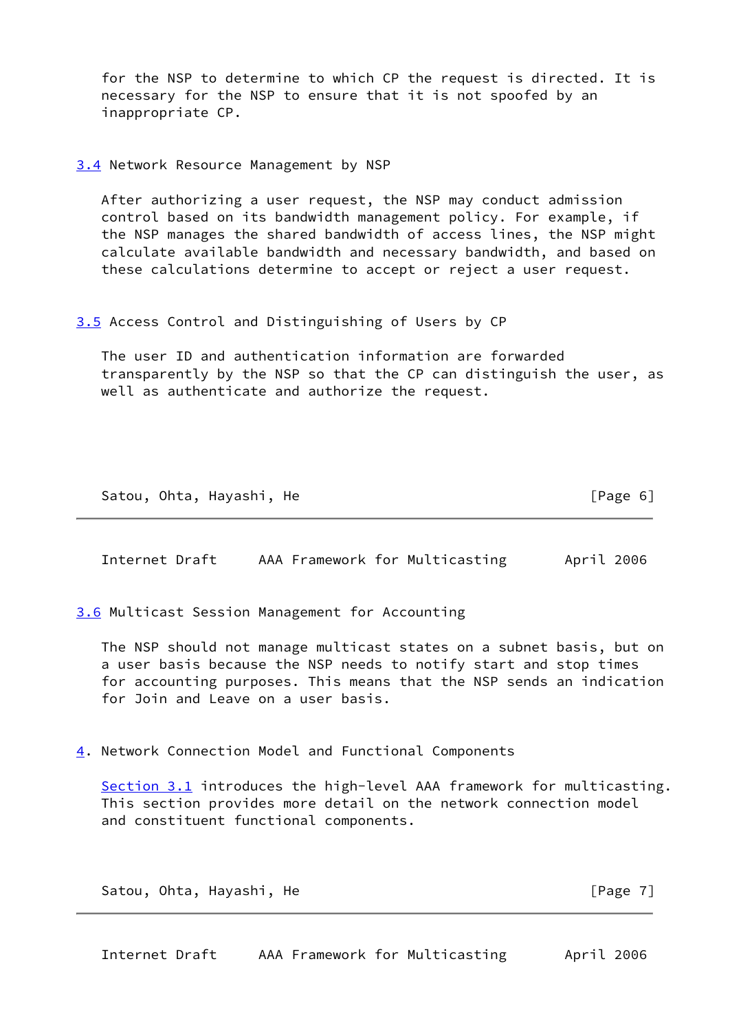for the NSP to determine to which CP the request is directed. It is necessary for the NSP to ensure that it is not spoofed by an inappropriate CP.

### 3.4 Network Resource Management by NSP

After authorizing a user request, the NSP may conduct admission control based on its bandwidth management policy. For example, if the NSP manages the shared bandwidth of access lines, the NSP might calculate available bandwidth and necessary bandwidth, and based on these calculations determine to accept or reject a user request.

### 3.5 Access Control and Distinguishing of Users by CP

The user ID and authentication information are forwarded transparently by the NSP so that the CP can distinguish the user, as well as authenticate and authorize the request.

### 3.6 Multicast Session Management for Accounting

The NSP should not manage multicast states on a subnet basis, but on a user basis because the NSP needs to notify start and stop times for accounting purposes. This means that the NSP sends an indication for Join and Leave on a user basis.

## 4. Network Connection Model and Functional Components

Section 3.1 introduces the high-level AAA framework for multicasting. This section provides more detail on the network connection model and constituent functional components.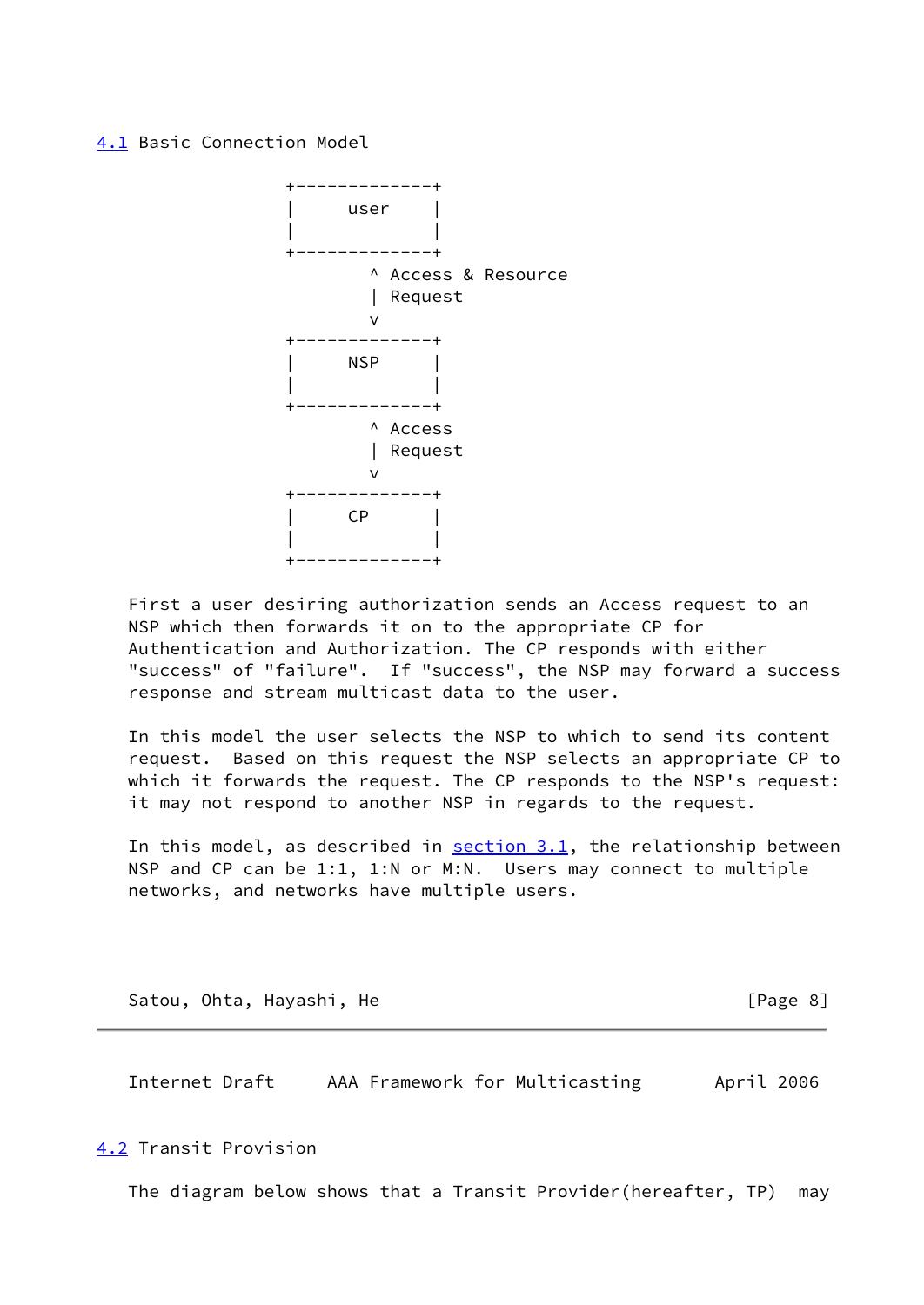## 4.1 Basic Connection Model

```
                 +-------------+
                 |    user     |
                 |             |
                 +-------------+
                        ^ Access & Resource
                        | Request
                        v
                 +-------------+
                 |    NSP      |
                 |             |
                 +-------------+
                        ^ Access
                        | Request
                        v
                 +-------------+
                 |    CP       |
                 |             |
                 +-------------+
```

First a user desiring authorization sends an Access request to an NSP which then forwards it on to the appropriate CP for Authentication and Authorization. The CP responds with either "success" of "failure". If "success", the NSP may forward a success response and stream multicast data to the user.

In this model the user selects the NSP to which to send its content request. Based on this request the NSP selects an appropriate CP to which it forwards the request. The CP responds to the NSP's request: it may not respond to another NSP in regards to the request.

In this model, as described in section 3.1, the relationship between NSP and CP can be 1:1, 1:N or M:N. Users may connect to multiple networks, and networks have multiple users.

## 4.2 Transit Provision

The diagram below shows that a Transit Provider(hereafter, TP) may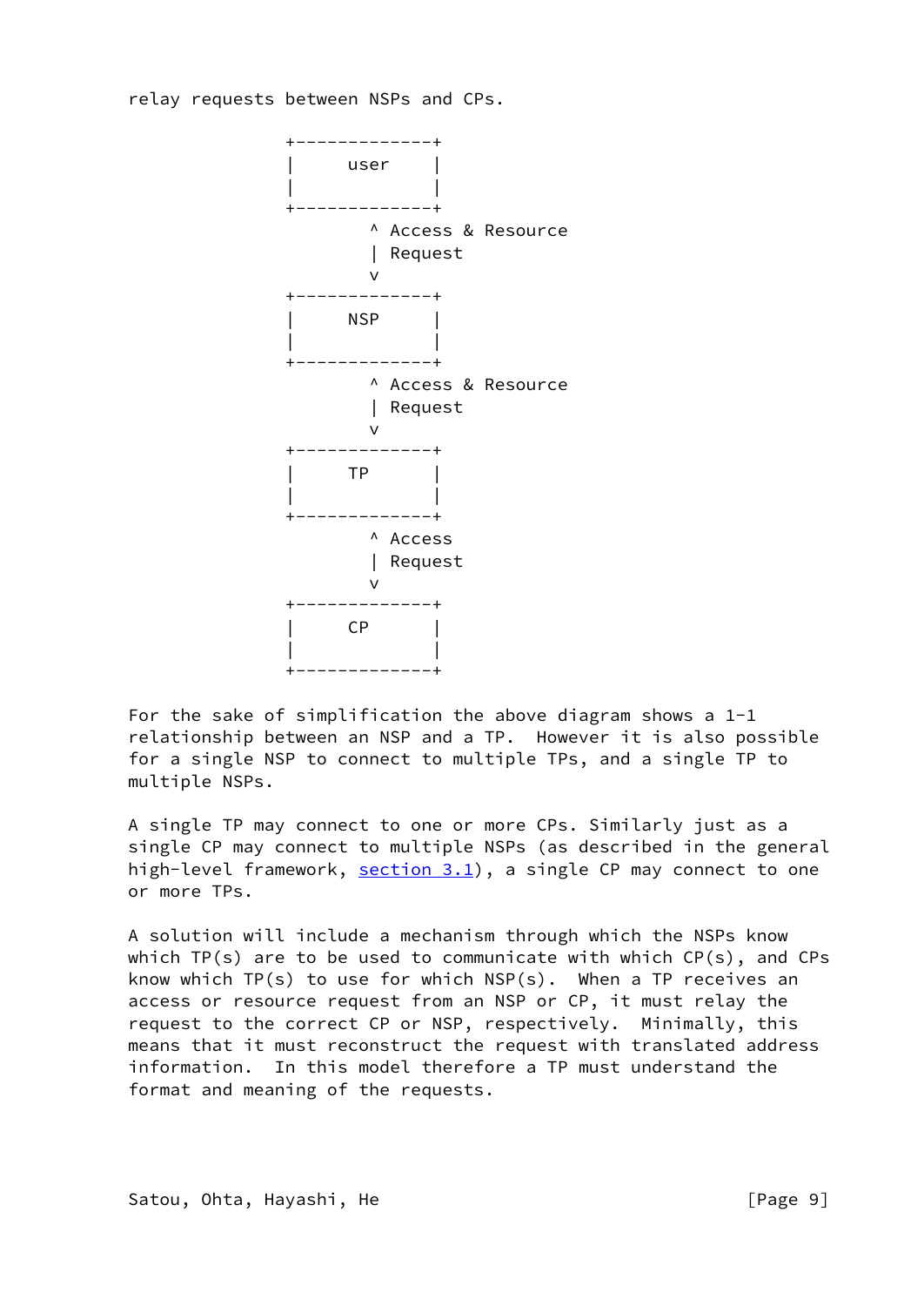relay requests between NSPs and CPs.

```
              +-------------+
              |    user     |
              |             |
              +-------------+
                     ^ Access & Resource
                     | Request
                     v
              +-------------+
              |    NSP      |
              |             |
              +-------------+
                     ^ Access & Resource
                     | Request
                     v
              +-------------+
              |    TP       |
              |             |
              +-------------+
                     ^ Access
                     | Request
                     v
              +-------------+
              |    CP       |
              |             |
              +-------------+
```

For the sake of simplification the above diagram shows a 1-1 relationship between an NSP and a TP. However it is also possible for a single NSP to connect to multiple TPs, and a single TP to multiple NSPs.

A single TP may connect to one or more CPs. Similarly just as a single CP may connect to multiple NSPs (as described in the general high-level framework, section 3.1), a single CP may connect to one or more TPs.

A solution will include a mechanism through which the NSPs know which TP(s) are to be used to communicate with which CP(s), and CPs know which TP(s) to use for which NSP(s). When a TP receives an access or resource request from an NSP or CP, it must relay the request to the correct CP or NSP, respectively. Minimally, this means that it must reconstruct the request with translated address information. In this model therefore a TP must understand the format and meaning of the requests.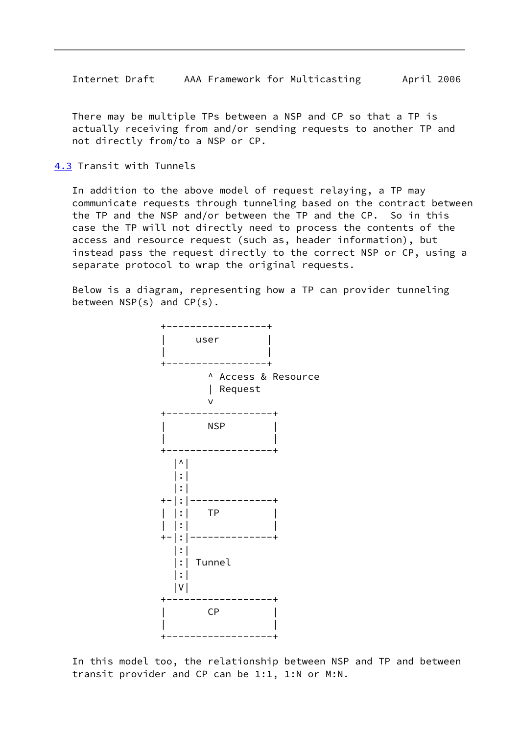There may be multiple TPs between a NSP and CP so that a TP is actually receiving from and/or sending requests to another TP and not directly from/to a NSP or CP.

## 4.3 Transit with Tunnels

In addition to the above model of request relaying, a TP may communicate requests through tunneling based on the contract between the TP and the NSP and/or between the TP and the CP. So in this case the TP will not directly need to process the contents of the access and resource request (such as, header information), but instead pass the request directly to the correct NSP or CP, using a separate protocol to wrap the original requests.

Below is a diagram, representing how a TP can provider tunneling between NSP(s) and CP(s).

```
              +------------------+
              |     user         |
              |                  |
              +------------------+
                      ^ Access & Resource
                      | Request
                      v
              +-------------------+
              |       NSP         |
              |                   |
              +-------------------+
                |^|
                |:|
                |:|
              +-|:|--------------+
              | |:|   TP          |
              | |:|               |
              +-|:|--------------+
                |:|
                |:| Tunnel
                |:|
                |V|
              +-------------------+
              |       CP          |
              |                   |
              +-------------------+
```

In this model too, the relationship between NSP and TP and between transit provider and CP can be 1:1, 1:N or M:N.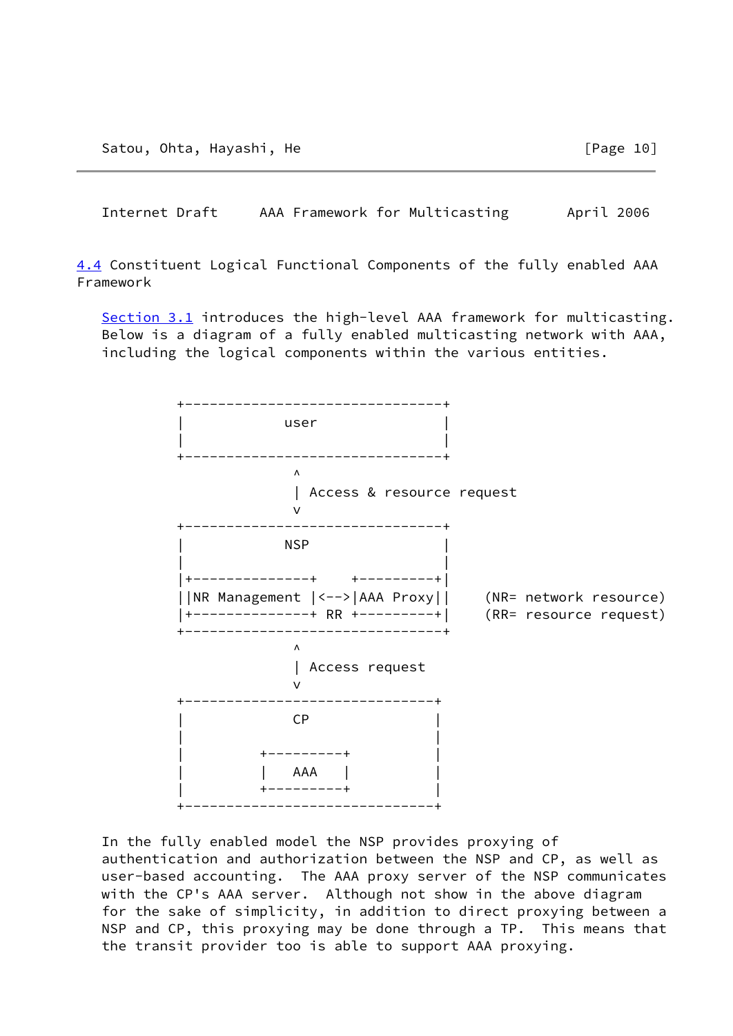## 4.4 Constituent Logical Functional Components of the fully enabled AAA Framework

Section 3.1 introduces the high-level AAA framework for multicasting. Below is a diagram of a fully enabled multicasting network with AAA, including the logical components within the various entities.

```
         +--------------------------------+
         |            user                |
         |                                |
         +--------------------------------+
                       ^
                       | Access & resource request
                       v
         +--------------------------------+
         |            NSP                 |
         |                                |
         |+--------------+    +----------+|
         ||NR Management |<-->|AAA Proxy||     (NR= network resource)
         |+--------------+ RR +----------+|     (RR= resource request)
         +--------------------------------+
                       ^
                       | Access request
                       v
         +-------------------------------+
         |             CP                |
         |                               |
         |        +---------+            |
         |        |   AAA   |            |
         |        +---------+            |
         +-------------------------------+
```

In the fully enabled model the NSP provides proxying of authentication and authorization between the NSP and CP, as well as user-based accounting. The AAA proxy server of the NSP communicates with the CP's AAA server. Although not show in the above diagram for the sake of simplicity, in addition to direct proxying between a NSP and CP, this proxying may be done through a TP. This means that the transit provider too is able to support AAA proxying.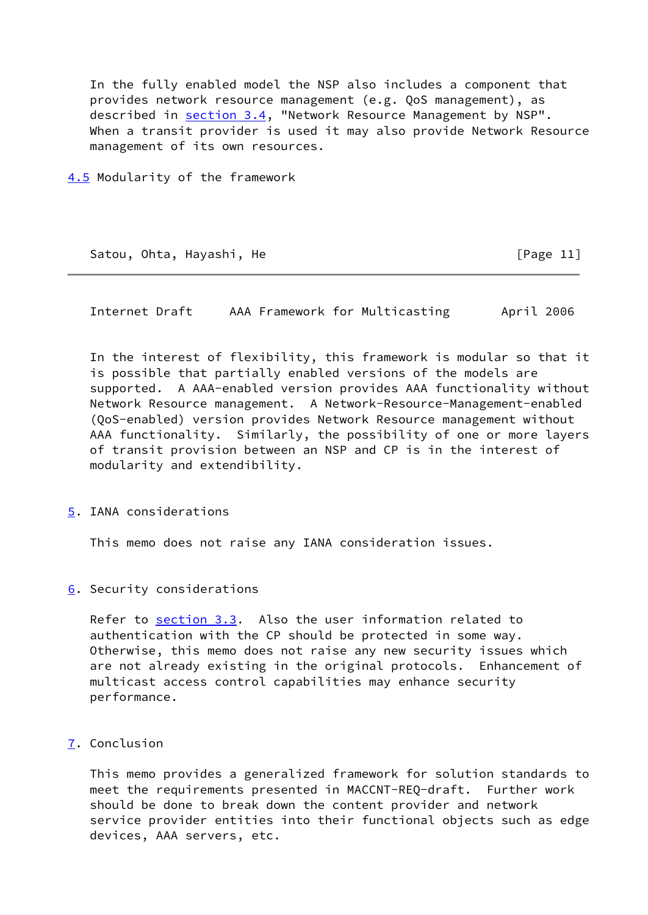In the fully enabled model the NSP also includes a component that provides network resource management (e.g. QoS management), as described in section 3.4, "Network Resource Management by NSP". When a transit provider is used it may also provide Network Resource management of its own resources.

### 4.5 Modularity of the framework

In the interest of flexibility, this framework is modular so that it is possible that partially enabled versions of the models are supported. A AAA-enabled version provides AAA functionality without Network Resource management. A Network-Resource-Management-enabled (QoS-enabled) version provides Network Resource management without AAA functionality. Similarly, the possibility of one or more layers of transit provision between an NSP and CP is in the interest of modularity and extendibility.

## 5. IANA considerations

This memo does not raise any IANA consideration issues.

## 6. Security considerations

Refer to section 3.3. Also the user information related to authentication with the CP should be protected in some way. Otherwise, this memo does not raise any new security issues which are not already existing in the original protocols. Enhancement of multicast access control capabilities may enhance security performance.

## 7. Conclusion

This memo provides a generalized framework for solution standards to meet the requirements presented in MACCNT-REQ-draft. Further work should be done to break down the content provider and network service provider entities into their functional objects such as edge devices, AAA servers, etc.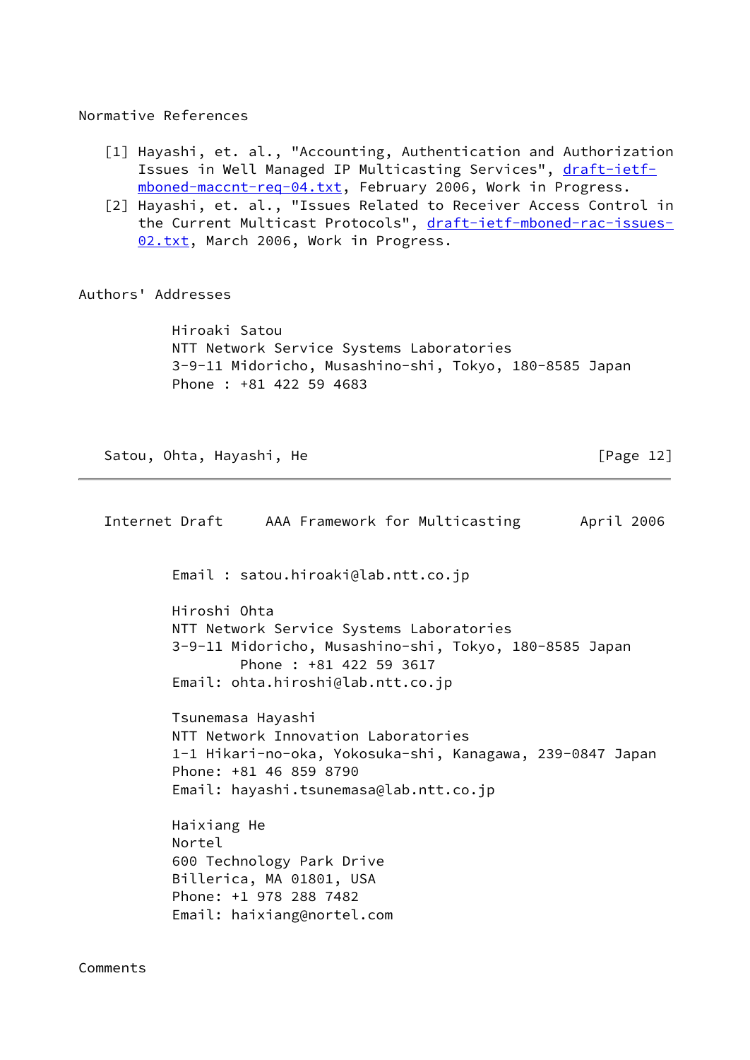## Normative References

[1] Hayashi, et. al., "Accounting, Authentication and Authorization Issues in Well Managed IP Multicasting Services", draft-ietf-mboned-maccnt-req-04.txt, February 2006, Work in Progress.

[2] Hayashi, et. al., "Issues Related to Receiver Access Control in the Current Multicast Protocols", draft-ietf-mboned-rac-issues-02.txt, March 2006, Work in Progress.

## Authors' Addresses

Hiroaki Satou
NTT Network Service Systems Laboratories
3-9-11 Midoricho, Musashino-shi, Tokyo, 180-8585 Japan
Phone : +81 422 59 4683
Email : satou.hiroaki@lab.ntt.co.jp

Hiroshi Ohta
NTT Network Service Systems Laboratories
3-9-11 Midoricho, Musashino-shi, Tokyo, 180-8585 Japan
Phone : +81 422 59 3617
Email: ohta.hiroshi@lab.ntt.co.jp

Tsunemasa Hayashi
NTT Network Innovation Laboratories
1-1 Hikari-no-oka, Yokosuka-shi, Kanagawa, 239-0847 Japan
Phone: +81 46 859 8790
Email: hayashi.tsunemasa@lab.ntt.co.jp

Haixiang He
Nortel
600 Technology Park Drive
Billerica, MA 01801, USA
Phone: +1 978 288 7482
Email: haixiang@nortel.com

## Comments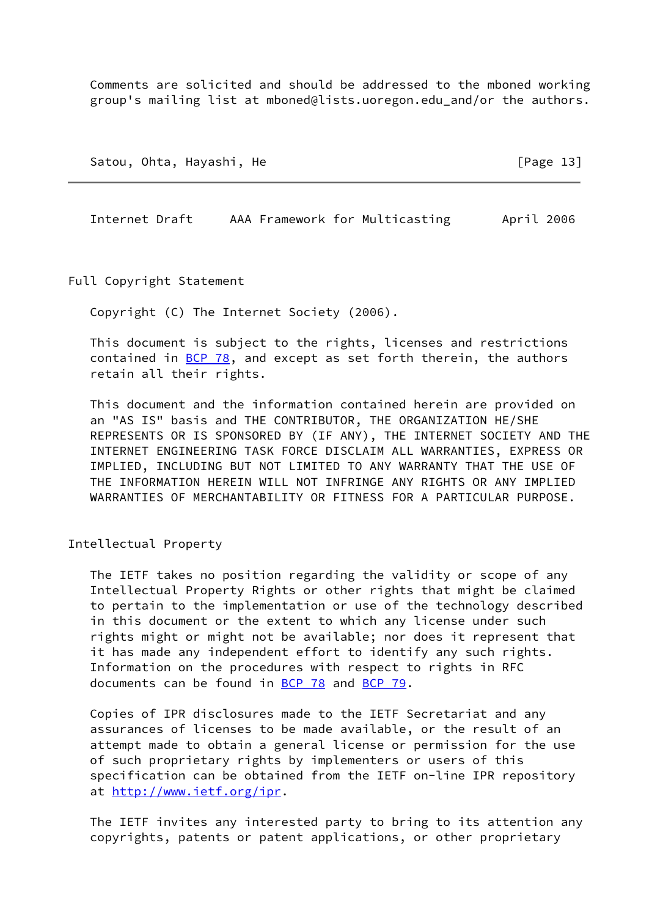Comments are solicited and should be addressed to the mboned working group's mailing list at mboned@lists.uoregon.edu_and/or the authors.

## Full Copyright Statement

Copyright (C) The Internet Society (2006).

This document is subject to the rights, licenses and restrictions contained in BCP 78, and except as set forth therein, the authors retain all their rights.

This document and the information contained herein are provided on an "AS IS" basis and THE CONTRIBUTOR, THE ORGANIZATION HE/SHE REPRESENTS OR IS SPONSORED BY (IF ANY), THE INTERNET SOCIETY AND THE INTERNET ENGINEERING TASK FORCE DISCLAIM ALL WARRANTIES, EXPRESS OR IMPLIED, INCLUDING BUT NOT LIMITED TO ANY WARRANTY THAT THE USE OF THE INFORMATION HEREIN WILL NOT INFRINGE ANY RIGHTS OR ANY IMPLIED WARRANTIES OF MERCHANTABILITY OR FITNESS FOR A PARTICULAR PURPOSE.

## Intellectual Property

The IETF takes no position regarding the validity or scope of any Intellectual Property Rights or other rights that might be claimed to pertain to the implementation or use of the technology described in this document or the extent to which any license under such rights might or might not be available; nor does it represent that it has made any independent effort to identify any such rights. Information on the procedures with respect to rights in RFC documents can be found in BCP 78 and BCP 79.

Copies of IPR disclosures made to the IETF Secretariat and any assurances of licenses to be made available, or the result of an attempt made to obtain a general license or permission for the use of such proprietary rights by implementers or users of this specification can be obtained from the IETF on-line IPR repository at http://www.ietf.org/ipr.

The IETF invites any interested party to bring to its attention any copyrights, patents or patent applications, or other proprietary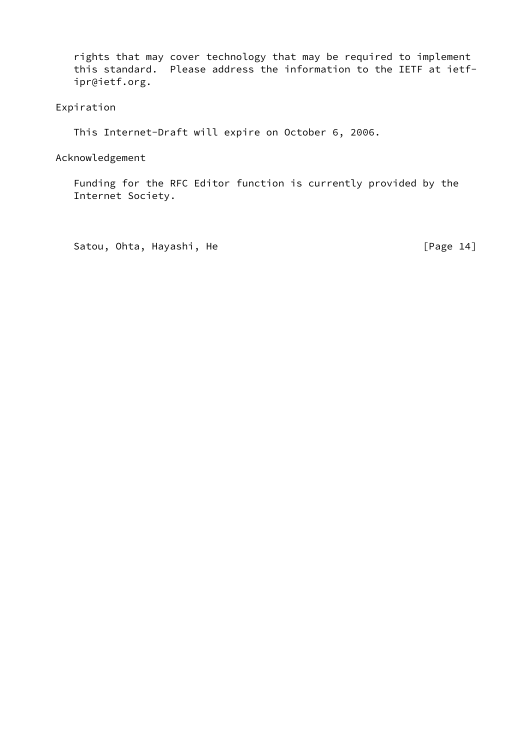rights that may cover technology that may be required to implement this standard. Please address the information to the IETF at ietf-ipr@ietf.org.

## Expiration

This Internet-Draft will expire on October 6, 2006.

## Acknowledgement

Funding for the RFC Editor function is currently provided by the Internet Society.